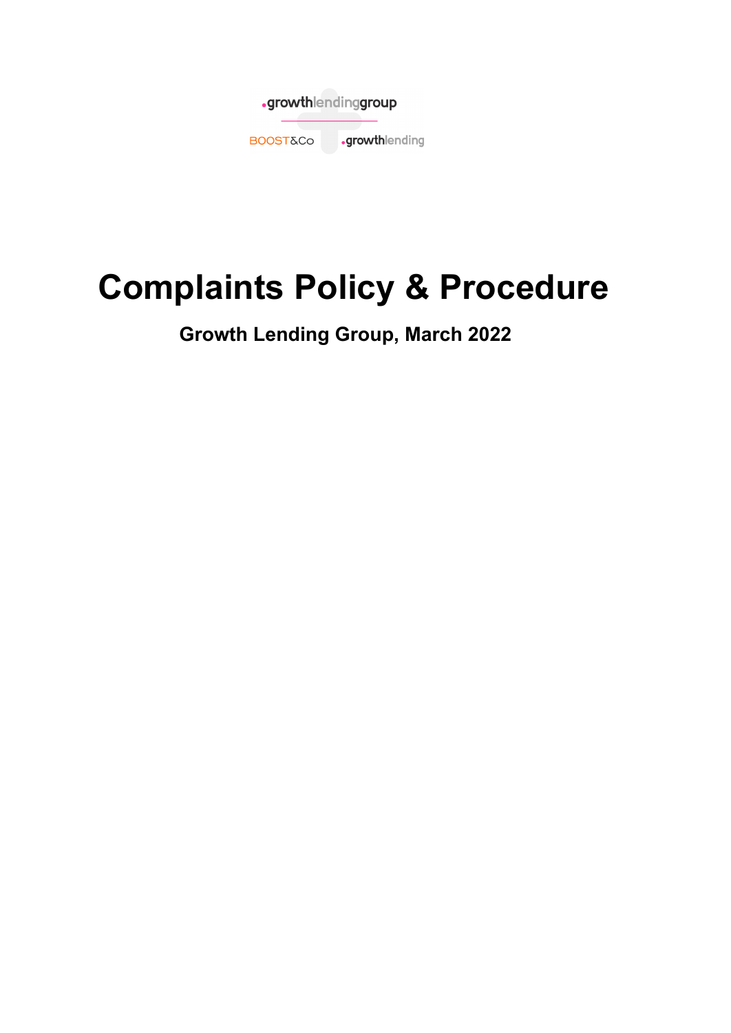# Complaints Policy & Procedure

## Growth Lending Group, March 2022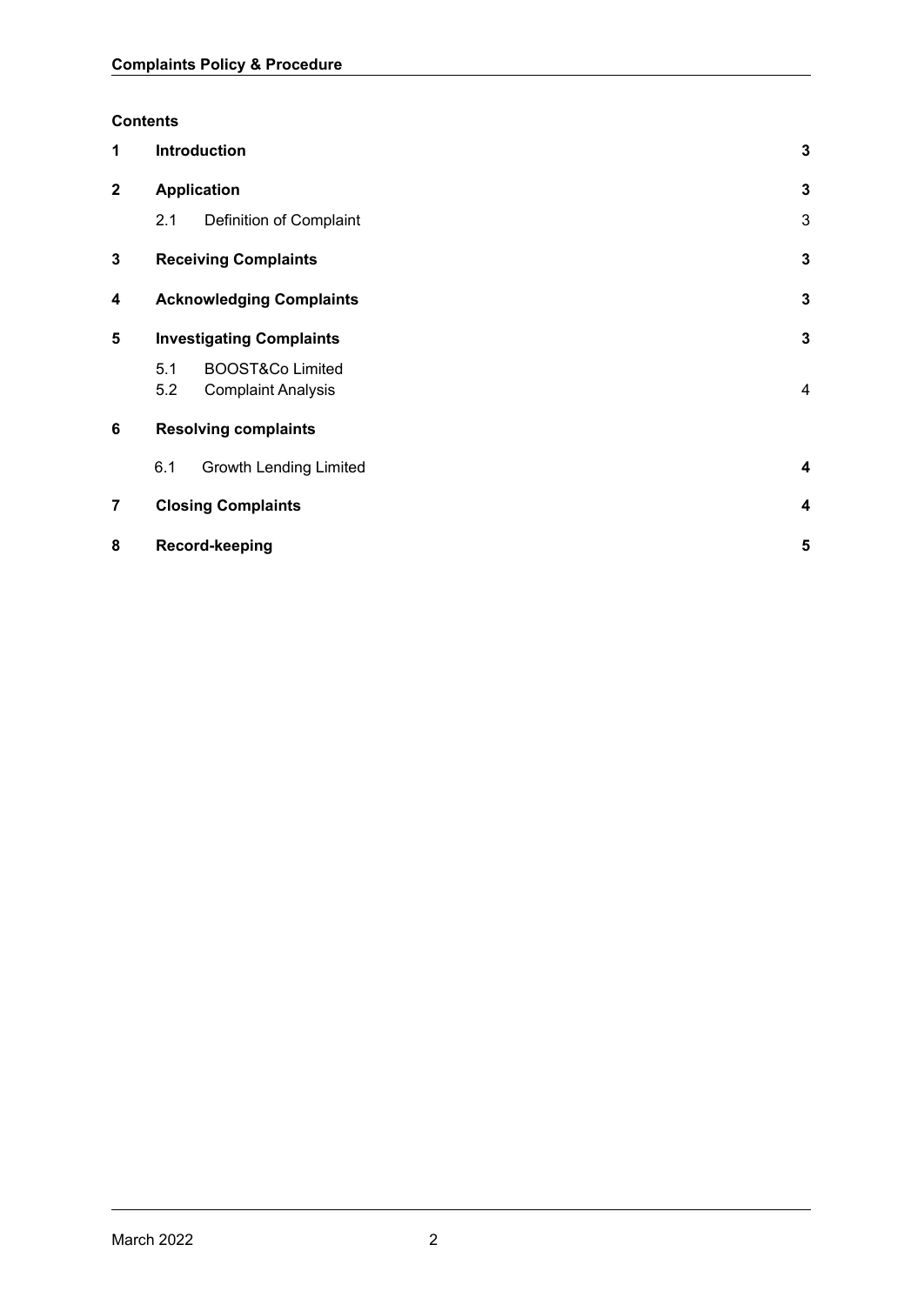**Contents**

| | | |
|---|---|---|
| **1** | **Introduction** | **3** |
| **2** | **Application** | **3** |
| | 2.1 Definition of Complaint | 3 |
| **3** | **Receiving Complaints** | **3** |
| **4** | **Acknowledging Complaints** | **3** |
| **5** | **Investigating Complaints** | **3** |
| | 5.1 BOOST&Co Limited | |
| | 5.2 Complaint Analysis | 4 |
| **6** | **Resolving complaints** | |
| | 6.1 Growth Lending Limited | **4** |
| **7** | **Closing Complaints** | **4** |
| **8** | **Record-keeping** | **5** |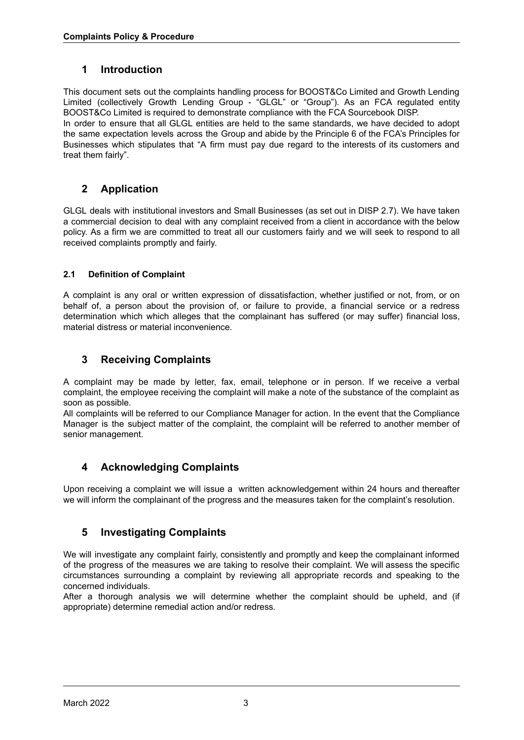# 1 Introduction

This document sets out the complaints handling process for BOOST&Co Limited and Growth Lending Limited (collectively Growth Lending Group - "GLGL" or "Group"). As an FCA regulated entity BOOST&Co Limited is required to demonstrate compliance with the FCA Sourcebook DISP.
In order to ensure that all GLGL entities are held to the same standards, we have decided to adopt the same expectation levels across the Group and abide by the Principle 6 of the FCA's Principles for Businesses which stipulates that "A firm must pay due regard to the interests of its customers and treat them fairly".

# 2 Application

GLGL deals with institutional investors and Small Businesses (as set out in DISP 2.7). We have taken a commercial decision to deal with any complaint received from a client in accordance with the below policy. As a firm we are committed to treat all our customers fairly and we will seek to respond to all received complaints promptly and fairly.

### 2.1 Definition of Complaint

A complaint is any oral or written expression of dissatisfaction, whether justified or not, from, or on behalf of, a person about the provision of, or failure to provide, a financial service or a redress determination which which alleges that the complainant has suffered (or may suffer) financial loss, material distress or material inconvenience.

# 3 Receiving Complaints

A complaint may be made by letter, fax, email, telephone or in person. If we receive a verbal complaint, the employee receiving the complaint will make a note of the substance of the complaint as soon as possible.
All complaints will be referred to our Compliance Manager for action. In the event that the Compliance Manager is the subject matter of the complaint, the complaint will be referred to another member of senior management.

# 4 Acknowledging Complaints

Upon receiving a complaint we will issue a written acknowledgement within 24 hours and thereafter we will inform the complainant of the progress and the measures taken for the complaint's resolution.

# 5 Investigating Complaints

We will investigate any complaint fairly, consistently and promptly and keep the complainant informed of the progress of the measures we are taking to resolve their complaint. We will assess the specific circumstances surrounding a complaint by reviewing all appropriate records and speaking to the concerned individuals.
After a thorough analysis we will determine whether the complaint should be upheld, and (if appropriate) determine remedial action and/or redress.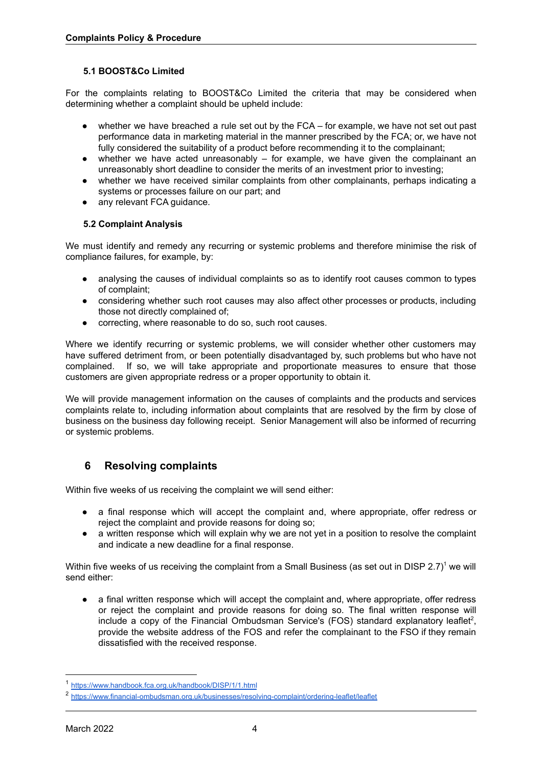### 5.1 BOOST&Co Limited

For the complaints relating to BOOST&Co Limited the criteria that may be considered when determining whether a complaint should be upheld include:

- whether we have breached a rule set out by the FCA – for example, we have not set out past performance data in marketing material in the manner prescribed by the FCA; or, we have not fully considered the suitability of a product before recommending it to the complainant;
- whether we have acted unreasonably – for example, we have given the complainant an unreasonably short deadline to consider the merits of an investment prior to investing;
- whether we have received similar complaints from other complainants, perhaps indicating a systems or processes failure on our part; and
- any relevant FCA guidance.

### 5.2 Complaint Analysis

We must identify and remedy any recurring or systemic problems and therefore minimise the risk of compliance failures, for example, by:

- analysing the causes of individual complaints so as to identify root causes common to types of complaint;
- considering whether such root causes may also affect other processes or products, including those not directly complained of;
- correcting, where reasonable to do so, such root causes.

Where we identify recurring or systemic problems, we will consider whether other customers may have suffered detriment from, or been potentially disadvantaged by, such problems but who have not complained. If so, we will take appropriate and proportionate measures to ensure that those customers are given appropriate redress or a proper opportunity to obtain it.

We will provide management information on the causes of complaints and the products and services complaints relate to, including information about complaints that are resolved by the firm by close of business on the business day following receipt. Senior Management will also be informed of recurring or systemic problems.

## 6 Resolving complaints

Within five weeks of us receiving the complaint we will send either:

- a final response which will accept the complaint and, where appropriate, offer redress or reject the complaint and provide reasons for doing so;
- a written response which will explain why we are not yet in a position to resolve the complaint and indicate a new deadline for a final response.

Within five weeks of us receiving the complaint from a Small Business (as set out in DISP 2.7)[1] we will send either:

- a final written response which will accept the complaint and, where appropriate, offer redress or reject the complaint and provide reasons for doing so. The final written response will include a copy of the Financial Ombudsman Service's (FOS) standard explanatory leaflet[2], provide the website address of the FOS and refer the complainant to the FSO if they remain dissatisfied with the received response.

---

[1] https://www.handbook.fca.org.uk/handbook/DISP/1/1.html

[2] https://www.financial-ombudsman.org.uk/businesses/resolving-complaint/ordering-leaflet/leaflet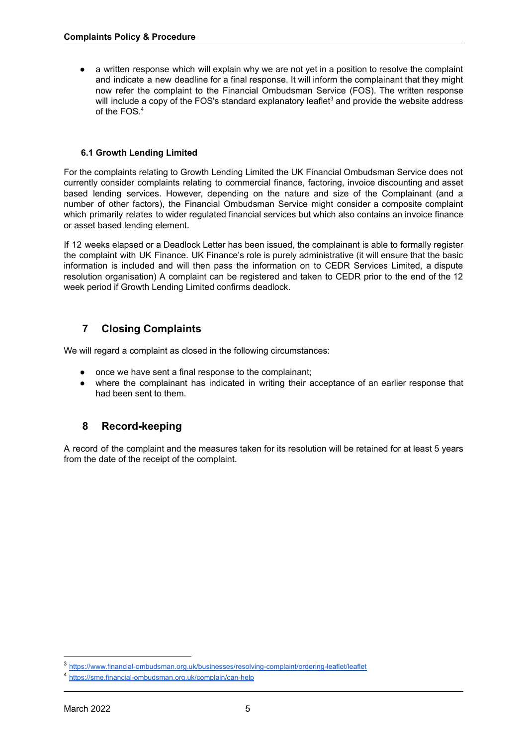- a written response which will explain why we are not yet in a position to resolve the complaint and indicate a new deadline for a final response. It will inform the complainant that they might now refer the complaint to the Financial Ombudsman Service (FOS). The written response will include a copy of the FOS's standard explanatory leaflet[3] and provide the website address of the FOS.[4]

### 6.1 Growth Lending Limited

For the complaints relating to Growth Lending Limited the UK Financial Ombudsman Service does not currently consider complaints relating to commercial finance, factoring, invoice discounting and asset based lending services. However, depending on the nature and size of the Complainant (and a number of other factors), the Financial Ombudsman Service might consider a composite complaint which primarily relates to wider regulated financial services but which also contains an invoice finance or asset based lending element.

If 12 weeks elapsed or a Deadlock Letter has been issued, the complainant is able to formally register the complaint with UK Finance. UK Finance's role is purely administrative (it will ensure that the basic information is included and will then pass the information on to CEDR Services Limited, a dispute resolution organisation) A complaint can be registered and taken to CEDR prior to the end of the 12 week period if Growth Lending Limited confirms deadlock.

## 7 Closing Complaints

We will regard a complaint as closed in the following circumstances:

- once we have sent a final response to the complainant;
- where the complainant has indicated in writing their acceptance of an earlier response that had been sent to them.

## 8 Record-keeping

A record of the complaint and the measures taken for its resolution will be retained for at least 5 years from the date of the receipt of the complaint.

---

[3] https://www.financial-ombudsman.org.uk/businesses/resolving-complaint/ordering-leaflet/leaflet

[4] https://sme.financial-ombudsman.org.uk/complain/can-help